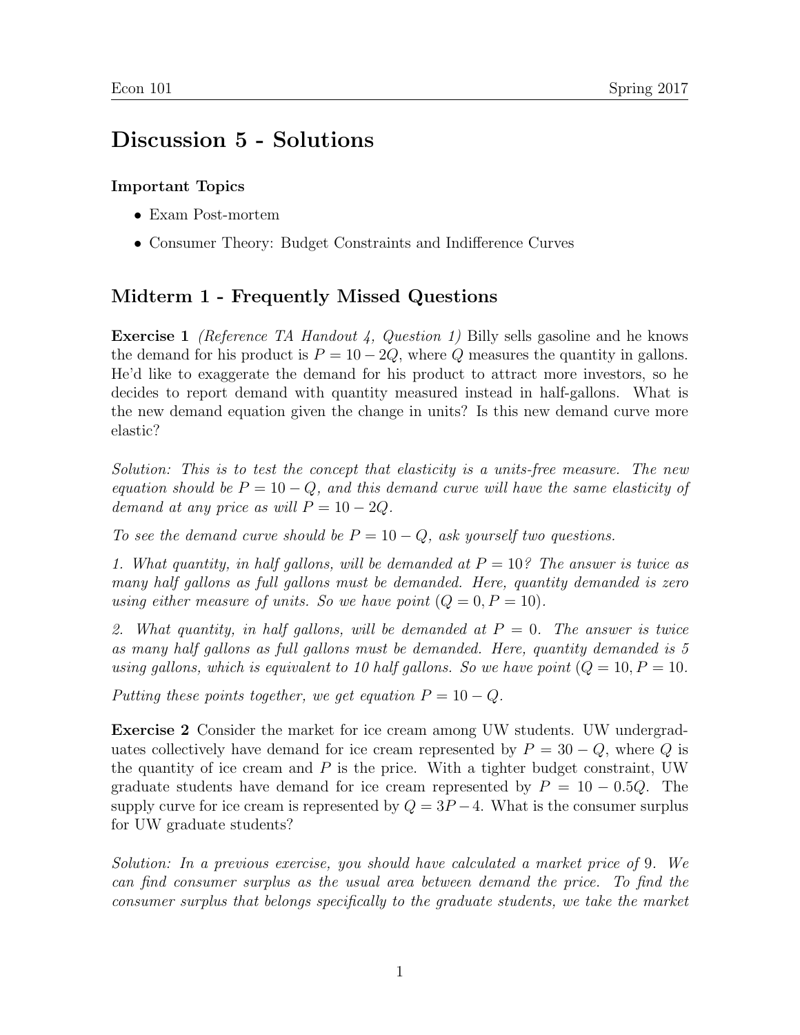Econ 101 Spring 2017

# Discussion 5 - Solutions

### Important Topics

- Exam Post-mortem
- Consumer Theory: Budget Constraints and Indifference Curves

## Midterm 1 - Frequently Missed Questions

**Exercise 1** *(Reference TA Handout 4, Question 1)* Billy sells gasoline and he knows the demand for his product is $P = 10 - 2Q$, where $Q$ measures the quantity in gallons. He'd like to exaggerate the demand for his product to attract more investors, so he decides to report demand with quantity measured instead in half-gallons. What is the new demand equation given the change in units? Is this new demand curve more elastic?

*Solution: This is to test the concept that elasticity is a units-free measure. The new equation should be $P = 10 - Q$, and this demand curve will have the same elasticity of demand at any price as will $P = 10 - 2Q$.*

*To see the demand curve should be $P = 10 - Q$, ask yourself two questions.*

*1. What quantity, in half gallons, will be demanded at $P = 10$? The answer is twice as many half gallons as full gallons must be demanded. Here, quantity demanded is zero using either measure of units. So we have point $(Q = 0, P = 10)$.*

*2. What quantity, in half gallons, will be demanded at $P = 0$. The answer is twice as many half gallons as full gallons must be demanded. Here, quantity demanded is 5 using gallons, which is equivalent to 10 half gallons. So we have point $(Q = 10, P = 10$.*

*Putting these points together, we get equation $P = 10 - Q$.*

**Exercise 2** Consider the market for ice cream among UW students. UW undergraduates collectively have demand for ice cream represented by $P = 30 - Q$, where $Q$ is the quantity of ice cream and $P$ is the price. With a tighter budget constraint, UW graduate students have demand for ice cream represented by $P = 10 - 0.5Q$. The supply curve for ice cream is represented by $Q = 3P - 4$. What is the consumer surplus for UW graduate students?

*Solution: In a previous exercise, you should have calculated a market price of 9. We can find consumer surplus as the usual area between demand the price. To find the consumer surplus that belongs specifically to the graduate students, we take the market*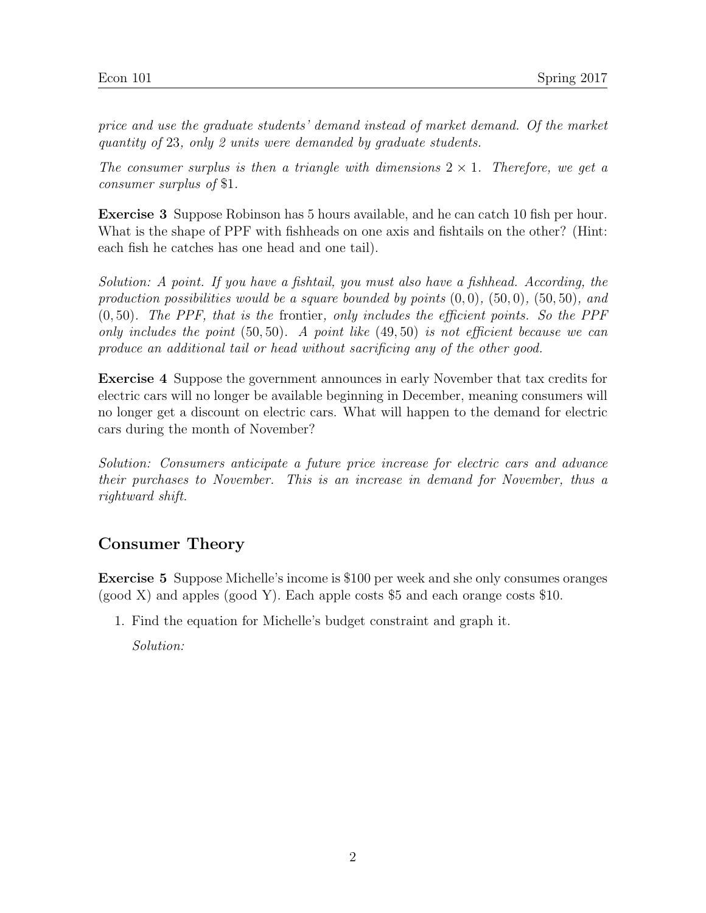*price and use the graduate students' demand instead of market demand. Of the market quantity of 23, only 2 units were demanded by graduate students.*

*The consumer surplus is then a triangle with dimensions $2 \times 1$. Therefore, we get a consumer surplus of \$1.*

**Exercise 3** Suppose Robinson has 5 hours available, and he can catch 10 fish per hour. What is the shape of PPF with fishheads on one axis and fishtails on the other? (Hint: each fish he catches has one head and one tail).

*Solution: A point. If you have a fishtail, you must also have a fishhead. According, the production possibilities would be a square bounded by points $(0, 0)$, $(50, 0)$, $(50, 50)$, and $(0, 50)$. The PPF, that is the* frontier*, only includes the efficient points. So the PPF only includes the point $(50, 50)$. A point like $(49, 50)$ is not efficient because we can produce an additional tail or head without sacrificing any of the other good.*

**Exercise 4** Suppose the government announces in early November that tax credits for electric cars will no longer be available beginning in December, meaning consumers will no longer get a discount on electric cars. What will happen to the demand for electric cars during the month of November?

*Solution: Consumers anticipate a future price increase for electric cars and advance their purchases to November. This is an increase in demand for November, thus a rightward shift.*

## Consumer Theory

**Exercise 5** Suppose Michelle's income is \$100 per week and she only consumes oranges (good X) and apples (good Y). Each apple costs \$5 and each orange costs \$10.

1. Find the equation for Michelle's budget constraint and graph it.

   *Solution:*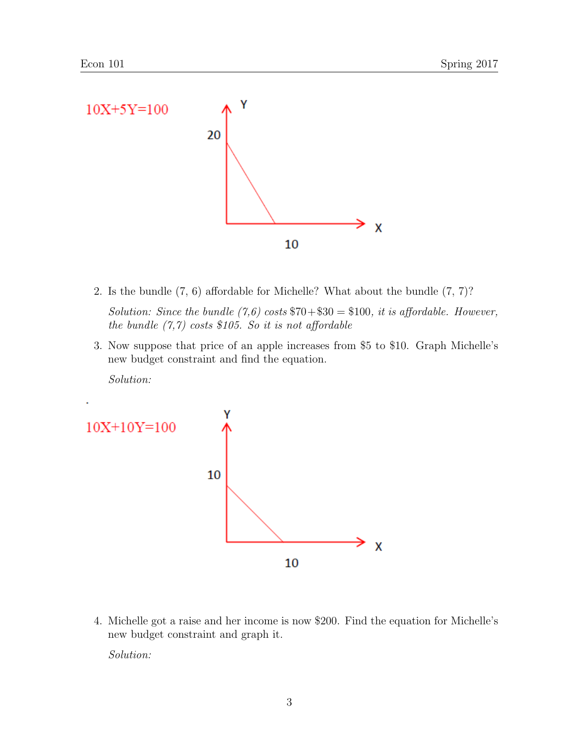$10X+5Y=100$

2. Is the bundle (7, 6) affordable for Michelle? What about the bundle (7, 7)?

   *Solution: Since the bundle (7,6) costs* \$70+\$30 = \$100*, it is affordable. However, the bundle (7,7) costs \$105. So it is not affordable*

3. Now suppose that price of an apple increases from \$5 to \$10. Graph Michelle's new budget constraint and find the equation.

   *Solution:*

$10X+10Y=100$

4. Michelle got a raise and her income is now \$200. Find the equation for Michelle's new budget constraint and graph it.

   *Solution:*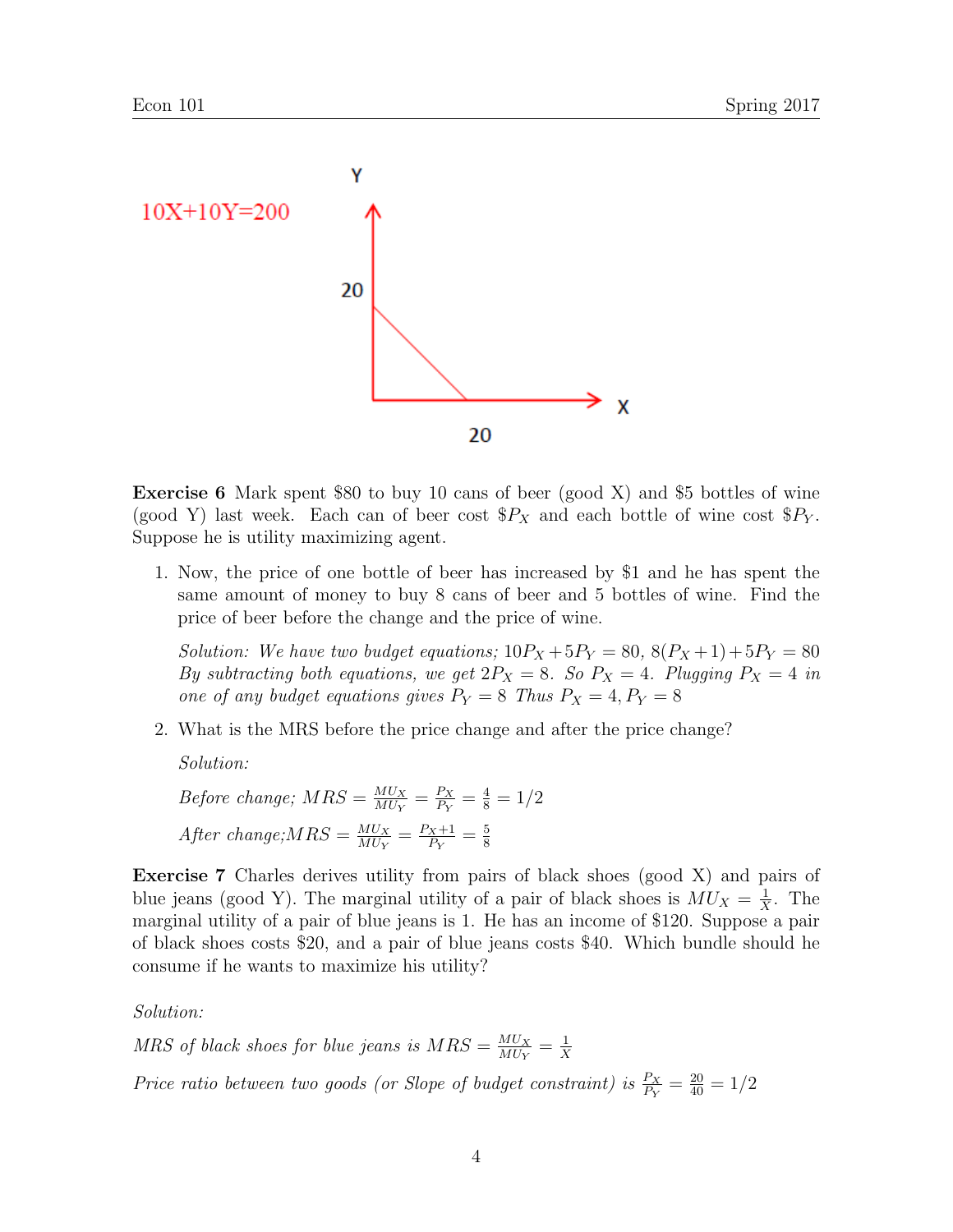10X+10Y=200

Y

20

20

X

**Exercise 6** Mark spent \$80 to buy 10 cans of beer (good X) and \$5 bottles of wine (good Y) last week. Each can of beer cost $\$P_X$ and each bottle of wine cost $\$P_Y$. Suppose he is utility maximizing agent.

1. Now, the price of one bottle of beer has increased by \$1 and he has spent the same amount of money to buy 8 cans of beer and 5 bottles of wine. Find the price of beer before the change and the price of wine.

   *Solution: We have two budget equations;* $10P_X + 5P_Y = 80$, $8(P_X + 1) + 5P_Y = 80$ *By subtracting both equations, we get* $2P_X = 8$. *So* $P_X = 4$. *Plugging* $P_X = 4$ *in one of any budget equations gives* $P_Y = 8$ *Thus* $P_X = 4, P_Y = 8$

2. What is the MRS before the price change and after the price change?

   *Solution:*

   *Before change;* $MRS = \frac{MU_X}{MU_Y} = \frac{P_X}{P_Y} = \frac{4}{8} = 1/2$

   *After change;*$MRS = \frac{MU_X}{MU_Y} = \frac{P_X+1}{P_Y} = \frac{5}{8}$

**Exercise 7** Charles derives utility from pairs of black shoes (good X) and pairs of blue jeans (good Y). The marginal utility of a pair of black shoes is $MU_X = \frac{1}{X}$. The marginal utility of a pair of blue jeans is 1. He has an income of \$120. Suppose a pair of black shoes costs \$20, and a pair of blue jeans costs \$40. Which bundle should he consume if he wants to maximize his utility?

*Solution:*

*MRS of black shoes for blue jeans is* $MRS = \frac{MU_X}{MU_Y} = \frac{1}{X}$

*Price ratio between two goods (or Slope of budget constraint) is* $\frac{P_X}{P_Y} = \frac{20}{40} = 1/2$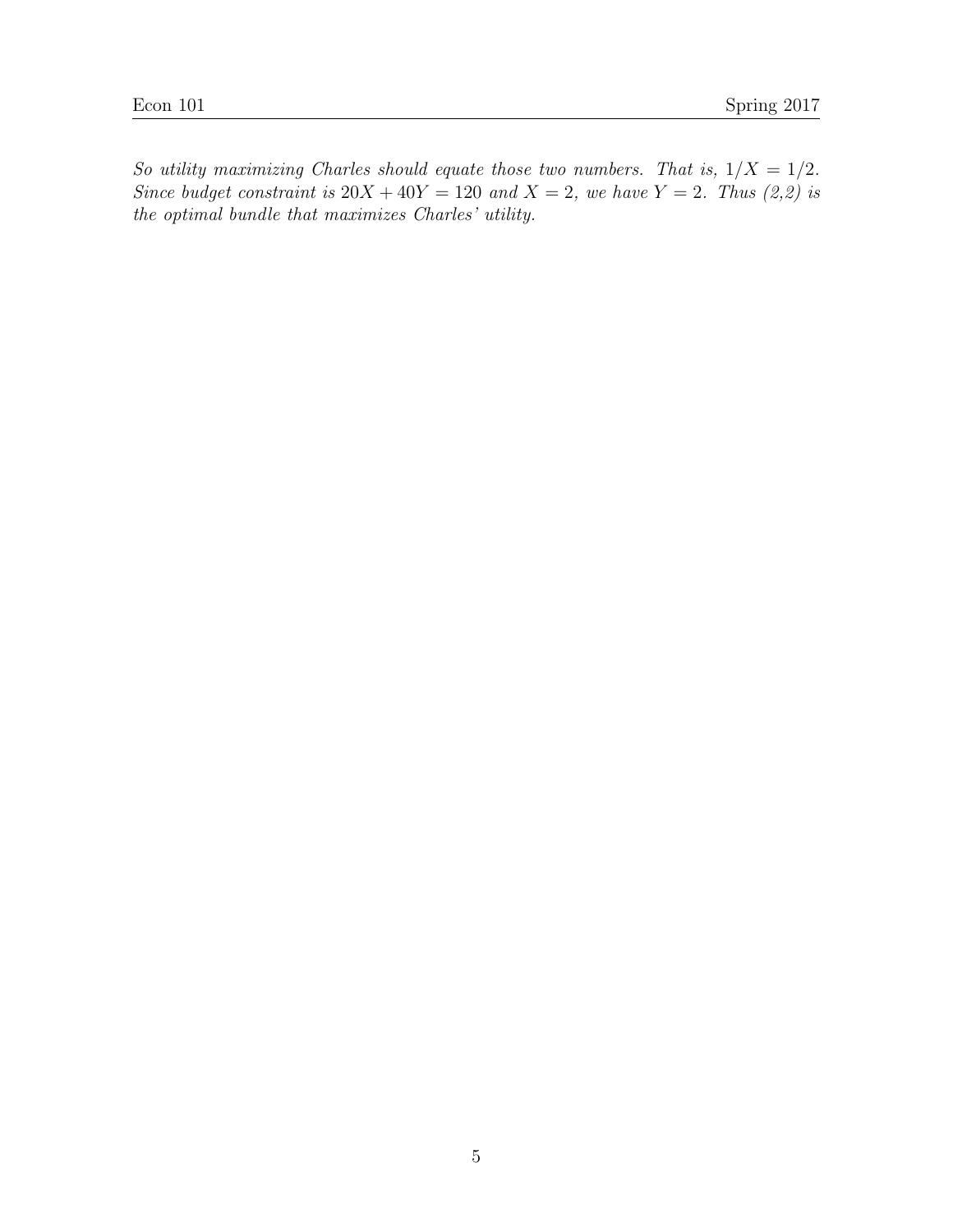*So utility maximizing Charles should equate those two numbers. That is,* $1/X = 1/2$. *Since budget constraint is* $20X + 40Y = 120$ *and* $X = 2$, *we have* $Y = 2$. *Thus (2,2) is the optimal bundle that maximizes Charles' utility.*